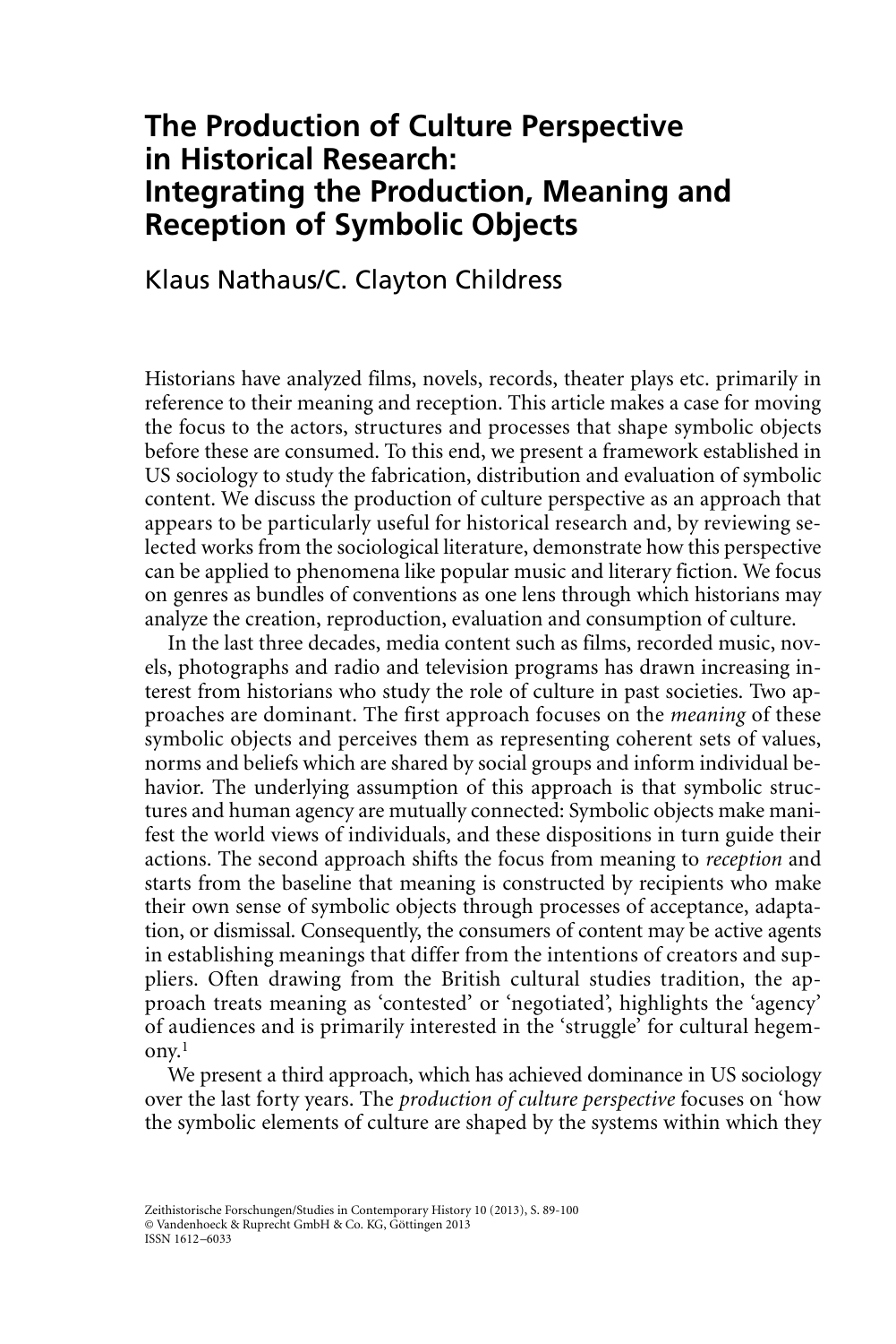# The Production of Culture Perspective in Historical Research: Integrating the Production, Meaning and Reception of Symbolic Objects

Klaus Nathaus/C. Clayton Childress

Historians have analyzed films, novels, records, theater plays etc. primarily in reference to their meaning and reception. This article makes a case for moving the focus to the actors, structures and processes that shape symbolic objects before these are consumed. To this end, we present a framework established in US sociology to study the fabrication, distribution and evaluation of symbolic content. We discuss the production of culture perspective as an approach that appears to be particularly useful for historical research and, by reviewing selected works from the sociological literature, demonstrate how this perspective can be applied to phenomena like popular music and literary fiction. We focus on genres as bundles of conventions as one lens through which historians may analyze the creation, reproduction, evaluation and consumption of culture.

In the last three decades, media content such as films, recorded music, novels, photographs and radio and television programs has drawn increasing interest from historians who study the role of culture in past societies. Two approaches are dominant. The first approach focuses on the *meaning* of these symbolic objects and perceives them as representing coherent sets of values, norms and beliefs which are shared by social groups and inform individual behavior. The underlying assumption of this approach is that symbolic structures and human agency are mutually connected: Symbolic objects make manifest the world views of individuals, and these dispositions in turn guide their actions. The second approach shifts the focus from meaning to *reception* and starts from the baseline that meaning is constructed by recipients who make their own sense of symbolic objects through processes of acceptance, adaptation, or dismissal. Consequently, the consumers of content may be active agents in establishing meanings that differ from the intentions of creators and suppliers. Often drawing from the British cultural studies tradition, the approach treats meaning as 'contested' or 'negotiated', highlights the 'agency' of audiences and is primarily interested in the 'struggle' for cultural hegemony.[1]

We present a third approach, which has achieved dominance in US sociology over the last forty years. The *production of culture perspective* focuses on 'how the symbolic elements of culture are shaped by the systems within which they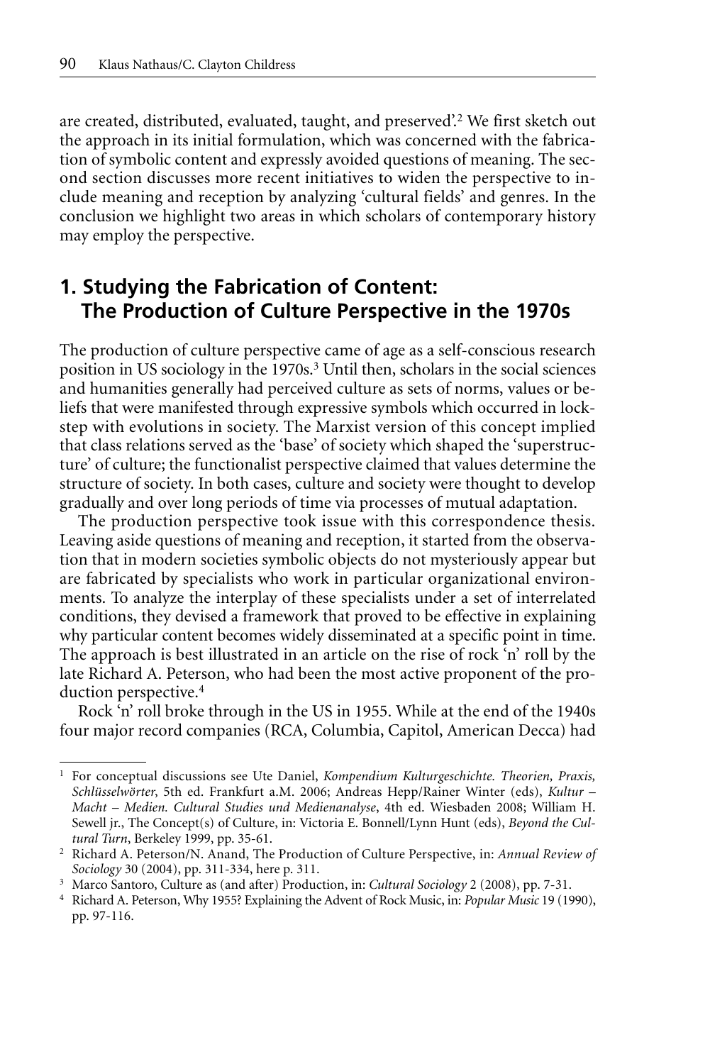are created, distributed, evaluated, taught, and preserved'.[2] We first sketch out the approach in its initial formulation, which was concerned with the fabrication of symbolic content and expressly avoided questions of meaning. The second section discusses more recent initiatives to widen the perspective to include meaning and reception by analyzing 'cultural fields' and genres. In the conclusion we highlight two areas in which scholars of contemporary history may employ the perspective.

## 1. Studying the Fabrication of Content: The Production of Culture Perspective in the 1970s

The production of culture perspective came of age as a self-conscious research position in US sociology in the 1970s.[3] Until then, scholars in the social sciences and humanities generally had perceived culture as sets of norms, values or beliefs that were manifested through expressive symbols which occurred in lockstep with evolutions in society. The Marxist version of this concept implied that class relations served as the 'base' of society which shaped the 'superstructure' of culture; the functionalist perspective claimed that values determine the structure of society. In both cases, culture and society were thought to develop gradually and over long periods of time via processes of mutual adaptation.

The production perspective took issue with this correspondence thesis. Leaving aside questions of meaning and reception, it started from the observation that in modern societies symbolic objects do not mysteriously appear but are fabricated by specialists who work in particular organizational environments. To analyze the interplay of these specialists under a set of interrelated conditions, they devised a framework that proved to be effective in explaining why particular content becomes widely disseminated at a specific point in time. The approach is best illustrated in an article on the rise of rock 'n' roll by the late Richard A. Peterson, who had been the most active proponent of the production perspective.[4]

Rock 'n' roll broke through in the US in 1955. While at the end of the 1940s four major record companies (RCA, Columbia, Capitol, American Decca) had

---

[1] For conceptual discussions see Ute Daniel, *Kompendium Kulturgeschichte. Theorien, Praxis, Schlüsselwörter*, 5th ed. Frankfurt a.M. 2006; Andreas Hepp/Rainer Winter (eds), *Kultur – Macht – Medien. Cultural Studies und Medienanalyse*, 4th ed. Wiesbaden 2008; William H. Sewell jr., The Concept(s) of Culture, in: Victoria E. Bonnell/Lynn Hunt (eds), *Beyond the Cultural Turn*, Berkeley 1999, pp. 35-61.

[2] Richard A. Peterson/N. Anand, The Production of Culture Perspective, in: *Annual Review of Sociology* 30 (2004), pp. 311-334, here p. 311.

[3] Marco Santoro, Culture as (and after) Production, in: *Cultural Sociology* 2 (2008), pp. 7-31.

[4] Richard A. Peterson, Why 1955? Explaining the Advent of Rock Music, in: *Popular Music* 19 (1990), pp. 97-116.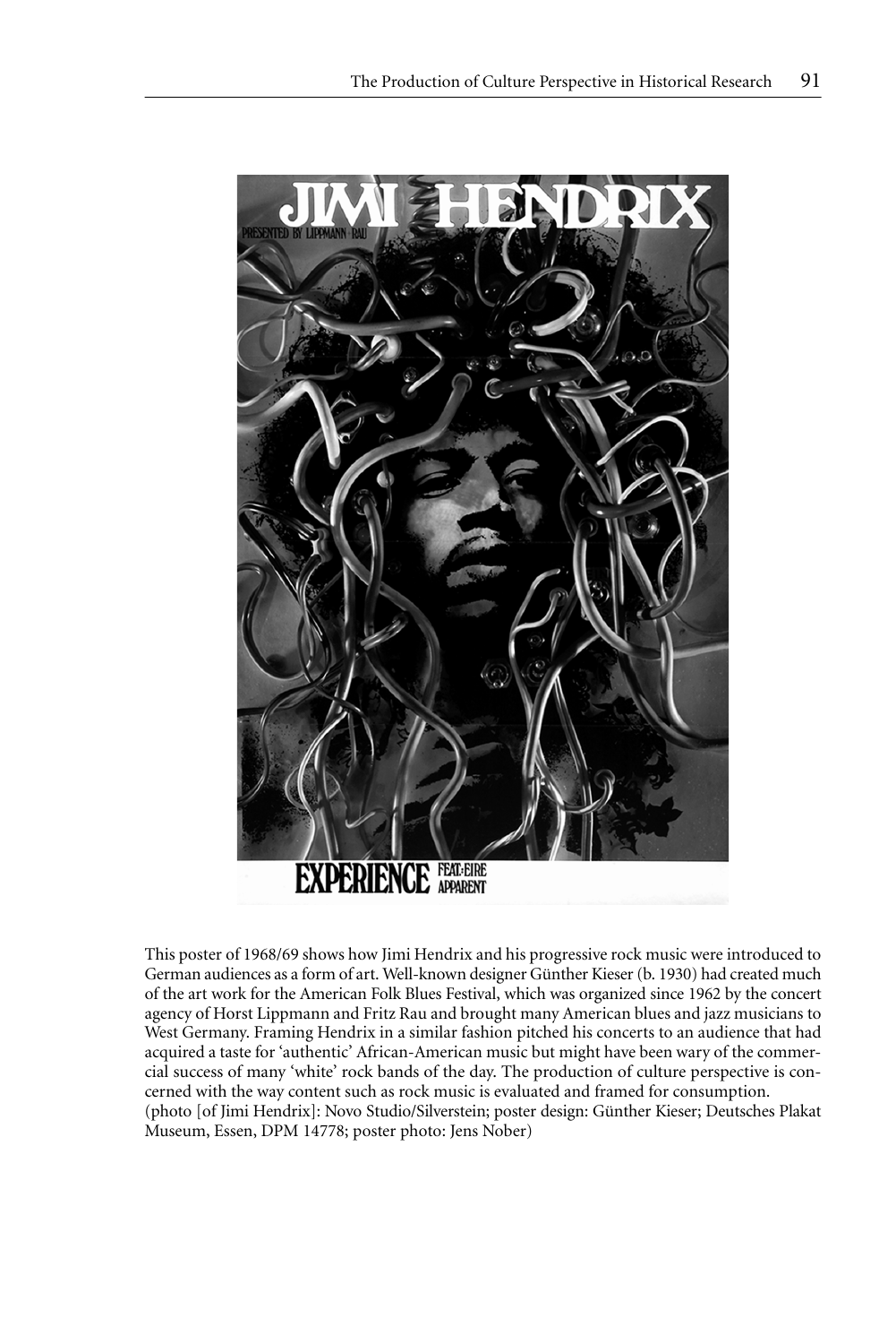This poster of 1968/69 shows how Jimi Hendrix and his progressive rock music were introduced to German audiences as a form of art. Well-known designer Günther Kieser (b. 1930) had created much of the art work for the American Folk Blues Festival, which was organized since 1962 by the concert agency of Horst Lippmann and Fritz Rau and brought many American blues and jazz musicians to West Germany. Framing Hendrix in a similar fashion pitched his concerts to an audience that had acquired a taste for 'authentic' African-American music but might have been wary of the commercial success of many 'white' rock bands of the day. The production of culture perspective is concerned with the way content such as rock music is evaluated and framed for consumption.
(photo [of Jimi Hendrix]: Novo Studio/Silverstein; poster design: Günther Kieser; Deutsches Plakat Museum, Essen, DPM 14778; poster photo: Jens Nober)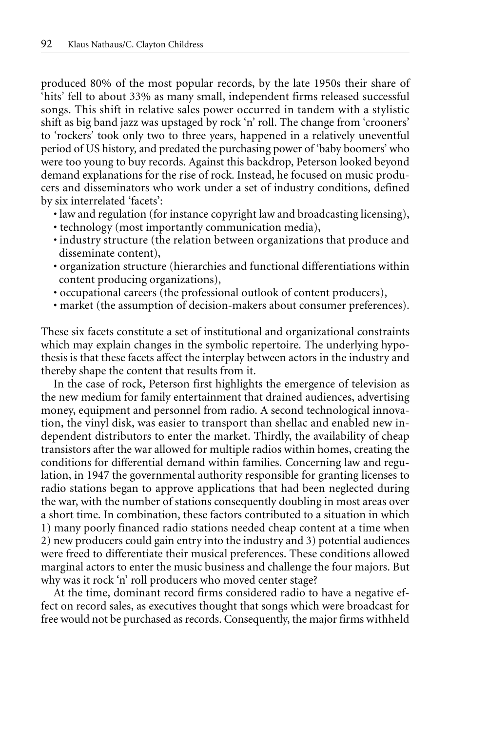produced 80% of the most popular records, by the late 1950s their share of 'hits' fell to about 33% as many small, independent firms released successful songs. This shift in relative sales power occurred in tandem with a stylistic shift as big band jazz was upstaged by rock 'n' roll. The change from 'crooners' to 'rockers' took only two to three years, happened in a relatively uneventful period of US history, and predated the purchasing power of 'baby boomers' who were too young to buy records. Against this backdrop, Peterson looked beyond demand explanations for the rise of rock. Instead, he focused on music producers and disseminators who work under a set of industry conditions, defined by six interrelated 'facets':

- law and regulation (for instance copyright law and broadcasting licensing),
- technology (most importantly communication media),
- industry structure (the relation between organizations that produce and disseminate content),
- organization structure (hierarchies and functional differentiations within content producing organizations),
- occupational careers (the professional outlook of content producers),
- market (the assumption of decision-makers about consumer preferences).

These six facets constitute a set of institutional and organizational constraints which may explain changes in the symbolic repertoire. The underlying hypothesis is that these facets affect the interplay between actors in the industry and thereby shape the content that results from it.

In the case of rock, Peterson first highlights the emergence of television as the new medium for family entertainment that drained audiences, advertising money, equipment and personnel from radio. A second technological innovation, the vinyl disk, was easier to transport than shellac and enabled new independent distributors to enter the market. Thirdly, the availability of cheap transistors after the war allowed for multiple radios within homes, creating the conditions for differential demand within families. Concerning law and regulation, in 1947 the governmental authority responsible for granting licenses to radio stations began to approve applications that had been neglected during the war, with the number of stations consequently doubling in most areas over a short time. In combination, these factors contributed to a situation in which 1) many poorly financed radio stations needed cheap content at a time when 2) new producers could gain entry into the industry and 3) potential audiences were freed to differentiate their musical preferences. These conditions allowed marginal actors to enter the music business and challenge the four majors. But why was it rock 'n' roll producers who moved center stage?

At the time, dominant record firms considered radio to have a negative effect on record sales, as executives thought that songs which were broadcast for free would not be purchased as records. Consequently, the major firms withheld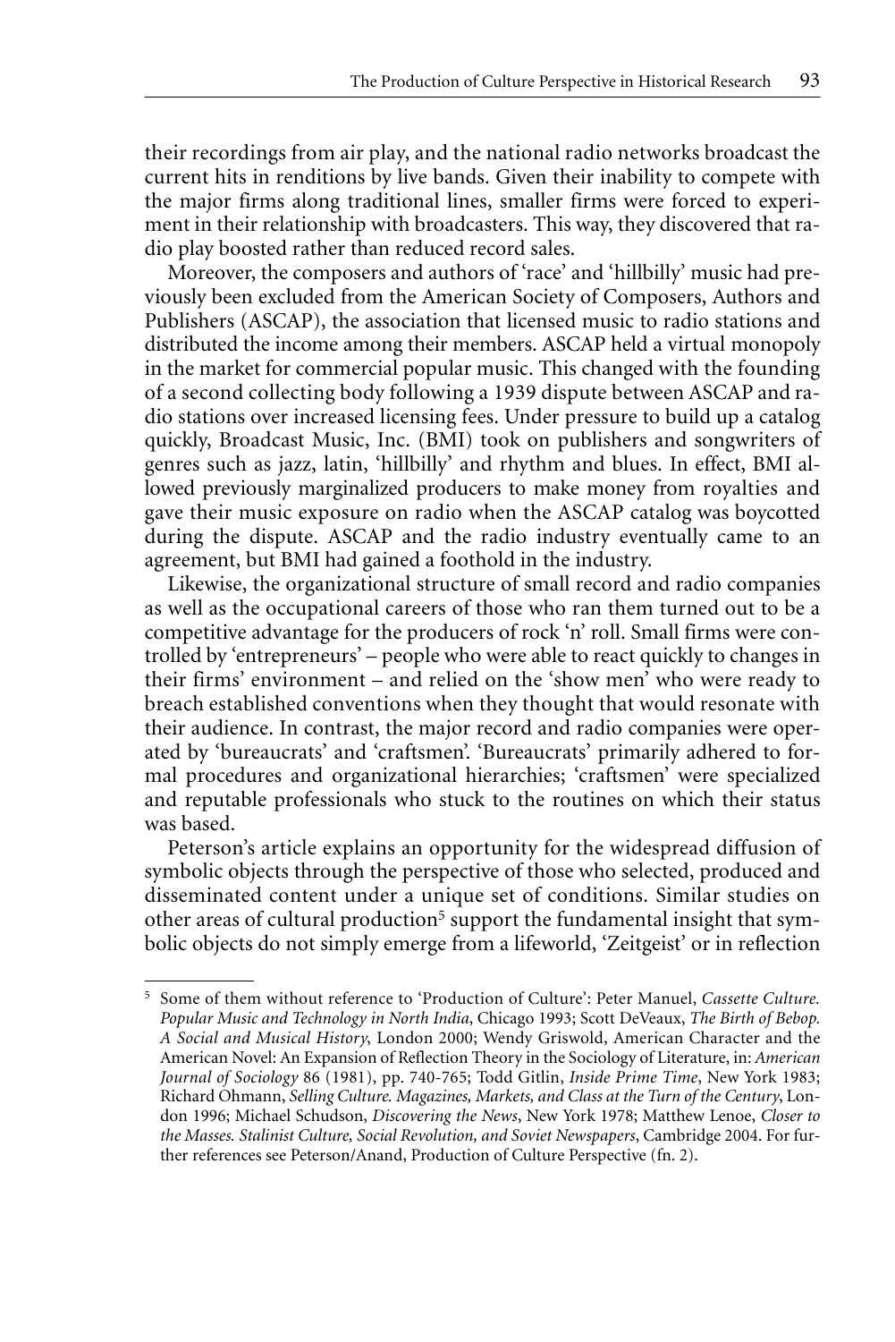their recordings from air play, and the national radio networks broadcast the current hits in renditions by live bands. Given their inability to compete with the major firms along traditional lines, smaller firms were forced to experiment in their relationship with broadcasters. This way, they discovered that radio play boosted rather than reduced record sales.

Moreover, the composers and authors of 'race' and 'hillbilly' music had previously been excluded from the American Society of Composers, Authors and Publishers (ASCAP), the association that licensed music to radio stations and distributed the income among their members. ASCAP held a virtual monopoly in the market for commercial popular music. This changed with the founding of a second collecting body following a 1939 dispute between ASCAP and radio stations over increased licensing fees. Under pressure to build up a catalog quickly, Broadcast Music, Inc. (BMI) took on publishers and songwriters of genres such as jazz, latin, 'hillbilly' and rhythm and blues. In effect, BMI allowed previously marginalized producers to make money from royalties and gave their music exposure on radio when the ASCAP catalog was boycotted during the dispute. ASCAP and the radio industry eventually came to an agreement, but BMI had gained a foothold in the industry.

Likewise, the organizational structure of small record and radio companies as well as the occupational careers of those who ran them turned out to be a competitive advantage for the producers of rock 'n' roll. Small firms were controlled by 'entrepreneurs' – people who were able to react quickly to changes in their firms' environment – and relied on the 'show men' who were ready to breach established conventions when they thought that would resonate with their audience. In contrast, the major record and radio companies were operated by 'bureaucrats' and 'craftsmen'. 'Bureaucrats' primarily adhered to formal procedures and organizational hierarchies; 'craftsmen' were specialized and reputable professionals who stuck to the routines on which their status was based.

Peterson's article explains an opportunity for the widespread diffusion of symbolic objects through the perspective of those who selected, produced and disseminated content under a unique set of conditions. Similar studies on other areas of cultural production[5] support the fundamental insight that symbolic objects do not simply emerge from a lifeworld, 'Zeitgeist' or in reflection

---

[5] Some of them without reference to 'Production of Culture': Peter Manuel, *Cassette Culture. Popular Music and Technology in North India*, Chicago 1993; Scott DeVeaux, *The Birth of Bebop. A Social and Musical History*, London 2000; Wendy Griswold, American Character and the American Novel: An Expansion of Reflection Theory in the Sociology of Literature, in: *American Journal of Sociology* 86 (1981), pp. 740-765; Todd Gitlin, *Inside Prime Time*, New York 1983; Richard Ohmann, *Selling Culture. Magazines, Markets, and Class at the Turn of the Century*, London 1996; Michael Schudson, *Discovering the News*, New York 1978; Matthew Lenoe, *Closer to the Masses. Stalinist Culture, Social Revolution, and Soviet Newspapers*, Cambridge 2004. For further references see Peterson/Anand, Production of Culture Perspective (fn. 2).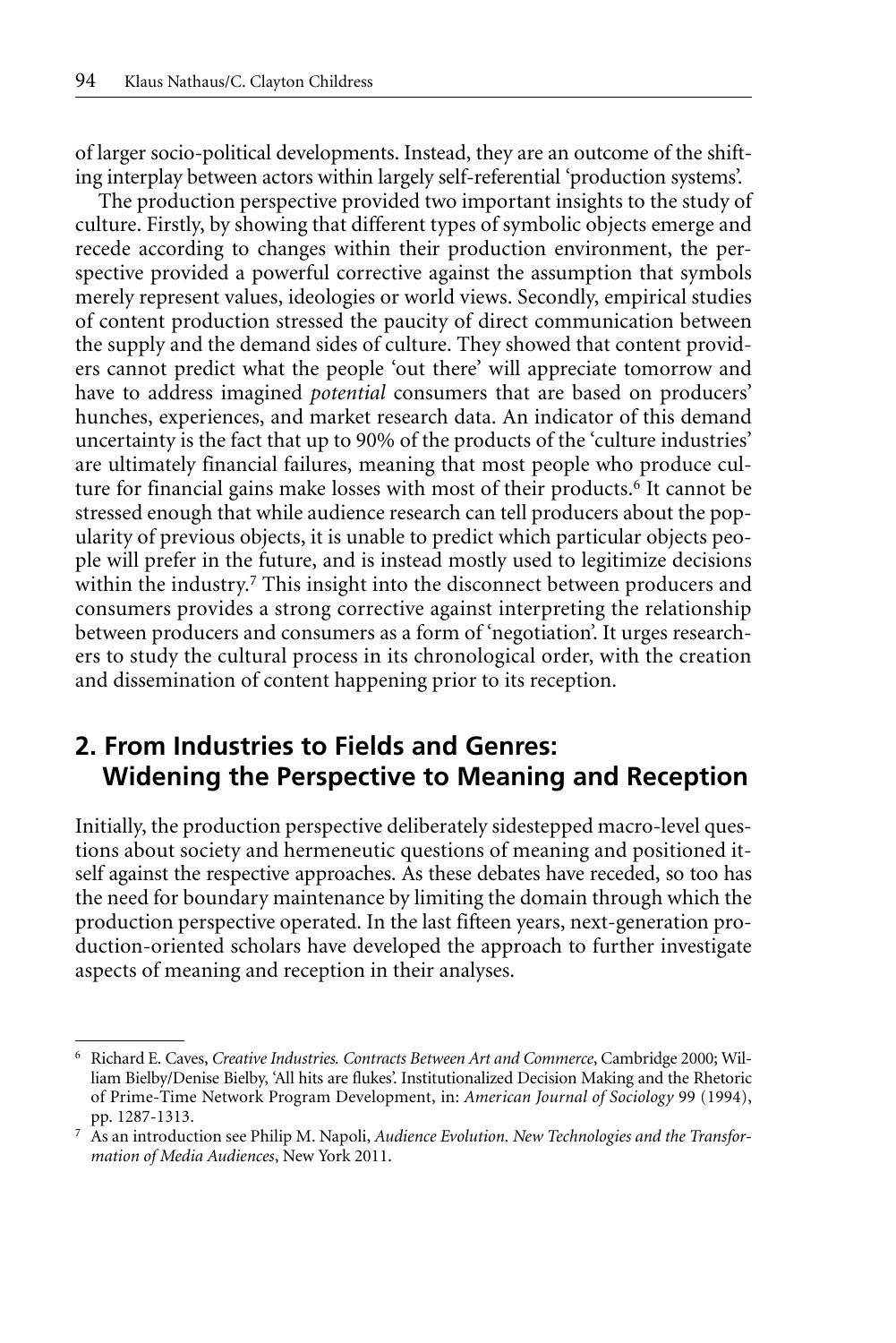of larger socio-political developments. Instead, they are an outcome of the shifting interplay between actors within largely self-referential 'production systems'.

The production perspective provided two important insights to the study of culture. Firstly, by showing that different types of symbolic objects emerge and recede according to changes within their production environment, the perspective provided a powerful corrective against the assumption that symbols merely represent values, ideologies or world views. Secondly, empirical studies of content production stressed the paucity of direct communication between the supply and the demand sides of culture. They showed that content providers cannot predict what the people 'out there' will appreciate tomorrow and have to address imagined *potential* consumers that are based on producers' hunches, experiences, and market research data. An indicator of this demand uncertainty is the fact that up to 90% of the products of the 'culture industries' are ultimately financial failures, meaning that most people who produce culture for financial gains make losses with most of their products.[6] It cannot be stressed enough that while audience research can tell producers about the popularity of previous objects, it is unable to predict which particular objects people will prefer in the future, and is instead mostly used to legitimize decisions within the industry.[7] This insight into the disconnect between producers and consumers provides a strong corrective against interpreting the relationship between producers and consumers as a form of 'negotiation'. It urges researchers to study the cultural process in its chronological order, with the creation and dissemination of content happening prior to its reception.

## 2. From Industries to Fields and Genres: Widening the Perspective to Meaning and Reception

Initially, the production perspective deliberately sidestepped macro-level questions about society and hermeneutic questions of meaning and positioned itself against the respective approaches. As these debates have receded, so too has the need for boundary maintenance by limiting the domain through which the production perspective operated. In the last fifteen years, next-generation production-oriented scholars have developed the approach to further investigate aspects of meaning and reception in their analyses.

---

[6] Richard E. Caves, *Creative Industries. Contracts Between Art and Commerce*, Cambridge 2000; William Bielby/Denise Bielby, 'All hits are flukes'. Institutionalized Decision Making and the Rhetoric of Prime-Time Network Program Development, in: *American Journal of Sociology* 99 (1994), pp. 1287-1313.

[7] As an introduction see Philip M. Napoli, *Audience Evolution. New Technologies and the Transformation of Media Audiences*, New York 2011.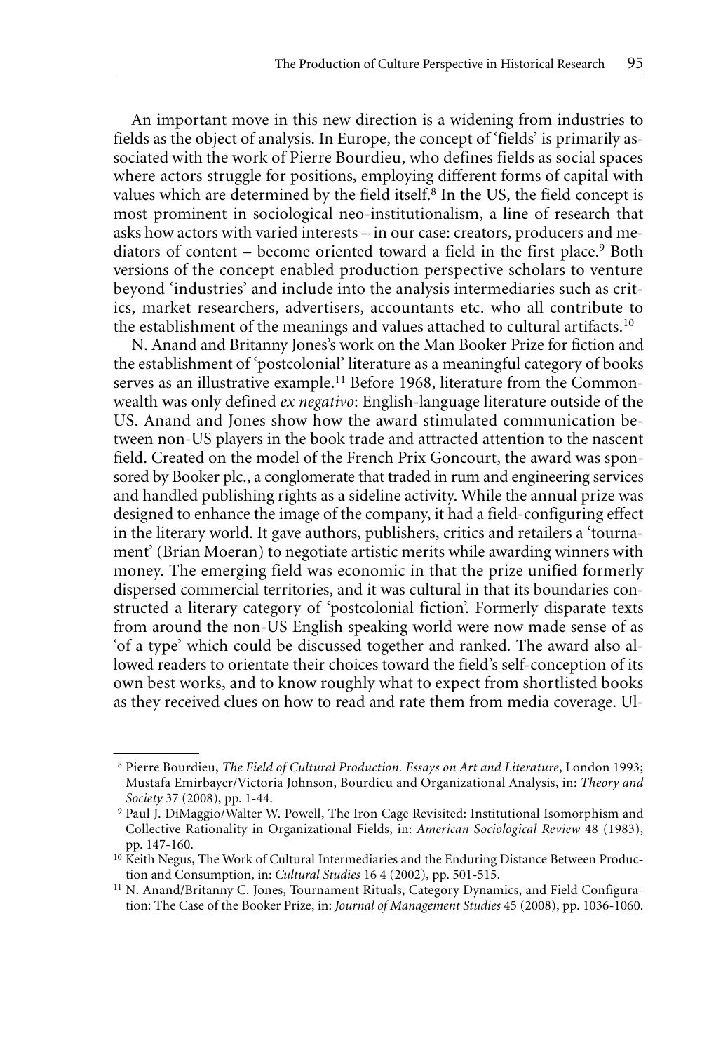An important move in this new direction is a widening from industries to fields as the object of analysis. In Europe, the concept of 'fields' is primarily associated with the work of Pierre Bourdieu, who defines fields as social spaces where actors struggle for positions, employing different forms of capital with values which are determined by the field itself.[8] In the US, the field concept is most prominent in sociological neo-institutionalism, a line of research that asks how actors with varied interests – in our case: creators, producers and mediators of content – become oriented toward a field in the first place.[9] Both versions of the concept enabled production perspective scholars to venture beyond 'industries' and include into the analysis intermediaries such as critics, market researchers, advertisers, accountants etc. who all contribute to the establishment of the meanings and values attached to cultural artifacts.[10]

N. Anand and Britanny Jones's work on the Man Booker Prize for fiction and the establishment of 'postcolonial' literature as a meaningful category of books serves as an illustrative example.[11] Before 1968, literature from the Commonwealth was only defined *ex negativo*: English-language literature outside of the US. Anand and Jones show how the award stimulated communication between non-US players in the book trade and attracted attention to the nascent field. Created on the model of the French Prix Goncourt, the award was sponsored by Booker plc., a conglomerate that traded in rum and engineering services and handled publishing rights as a sideline activity. While the annual prize was designed to enhance the image of the company, it had a field-configuring effect in the literary world. It gave authors, publishers, critics and retailers a 'tournament' (Brian Moeran) to negotiate artistic merits while awarding winners with money. The emerging field was economic in that the prize unified formerly dispersed commercial territories, and it was cultural in that its boundaries constructed a literary category of 'postcolonial fiction'. Formerly disparate texts from around the non-US English speaking world were now made sense of as 'of a type' which could be discussed together and ranked. The award also allowed readers to orientate their choices toward the field's self-conception of its own best works, and to know roughly what to expect from shortlisted books as they received clues on how to read and rate them from media coverage. Ul-

---

[8] Pierre Bourdieu, *The Field of Cultural Production. Essays on Art and Literature*, London 1993; Mustafa Emirbayer/Victoria Johnson, Bourdieu and Organizational Analysis, in: *Theory and Society* 37 (2008), pp. 1-44.

[9] Paul J. DiMaggio/Walter W. Powell, The Iron Cage Revisited: Institutional Isomorphism and Collective Rationality in Organizational Fields, in: *American Sociological Review* 48 (1983), pp. 147-160.

[10] Keith Negus, The Work of Cultural Intermediaries and the Enduring Distance Between Production and Consumption, in: *Cultural Studies* 16 4 (2002), pp. 501-515.

[11] N. Anand/Britanny C. Jones, Tournament Rituals, Category Dynamics, and Field Configuration: The Case of the Booker Prize, in: *Journal of Management Studies* 45 (2008), pp. 1036-1060.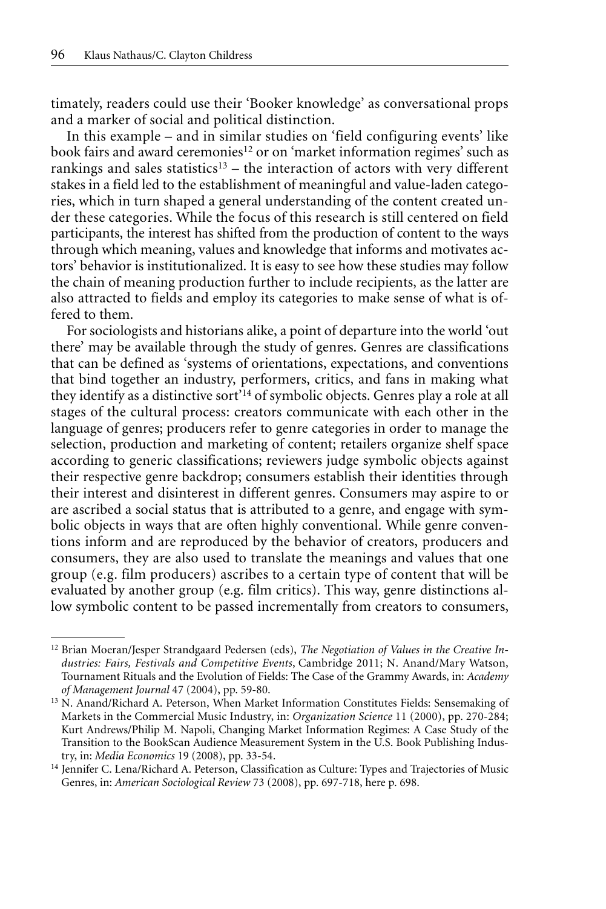timately, readers could use their 'Booker knowledge' as conversational props and a marker of social and political distinction.

In this example – and in similar studies on 'field configuring events' like book fairs and award ceremonies[12] or on 'market information regimes' such as rankings and sales statistics[13] – the interaction of actors with very different stakes in a field led to the establishment of meaningful and value-laden categories, which in turn shaped a general understanding of the content created under these categories. While the focus of this research is still centered on field participants, the interest has shifted from the production of content to the ways through which meaning, values and knowledge that informs and motivates actors' behavior is institutionalized. It is easy to see how these studies may follow the chain of meaning production further to include recipients, as the latter are also attracted to fields and employ its categories to make sense of what is offered to them.

For sociologists and historians alike, a point of departure into the world 'out there' may be available through the study of genres. Genres are classifications that can be defined as 'systems of orientations, expectations, and conventions that bind together an industry, performers, critics, and fans in making what they identify as a distinctive sort'[14] of symbolic objects. Genres play a role at all stages of the cultural process: creators communicate with each other in the language of genres; producers refer to genre categories in order to manage the selection, production and marketing of content; retailers organize shelf space according to generic classifications; reviewers judge symbolic objects against their respective genre backdrop; consumers establish their identities through their interest and disinterest in different genres. Consumers may aspire to or are ascribed a social status that is attributed to a genre, and engage with symbolic objects in ways that are often highly conventional. While genre conventions inform and are reproduced by the behavior of creators, producers and consumers, they are also used to translate the meanings and values that one group (e.g. film producers) ascribes to a certain type of content that will be evaluated by another group (e.g. film critics). This way, genre distinctions allow symbolic content to be passed incrementally from creators to consumers,

---

[12] Brian Moeran/Jesper Strandgaard Pedersen (eds), *The Negotiation of Values in the Creative Industries: Fairs, Festivals and Competitive Events*, Cambridge 2011; N. Anand/Mary Watson, Tournament Rituals and the Evolution of Fields: The Case of the Grammy Awards, in: *Academy of Management Journal* 47 (2004), pp. 59-80.

[13] N. Anand/Richard A. Peterson, When Market Information Constitutes Fields: Sensemaking of Markets in the Commercial Music Industry, in: *Organization Science* 11 (2000), pp. 270-284; Kurt Andrews/Philip M. Napoli, Changing Market Information Regimes: A Case Study of the Transition to the BookScan Audience Measurement System in the U.S. Book Publishing Industry, in: *Media Economics* 19 (2008), pp. 33-54.

[14] Jennifer C. Lena/Richard A. Peterson, Classification as Culture: Types and Trajectories of Music Genres, in: *American Sociological Review* 73 (2008), pp. 697-718, here p. 698.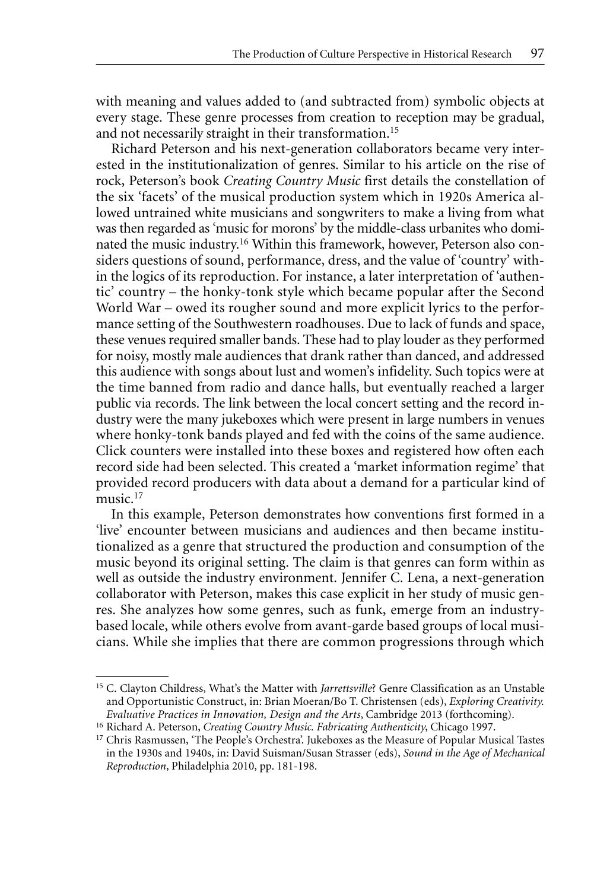with meaning and values added to (and subtracted from) symbolic objects at every stage. These genre processes from creation to reception may be gradual, and not necessarily straight in their transformation.[15]

Richard Peterson and his next-generation collaborators became very interested in the institutionalization of genres. Similar to his article on the rise of rock, Peterson's book *Creating Country Music* first details the constellation of the six 'facets' of the musical production system which in 1920s America allowed untrained white musicians and songwriters to make a living from what was then regarded as 'music for morons' by the middle-class urbanites who dominated the music industry.[16] Within this framework, however, Peterson also considers questions of sound, performance, dress, and the value of 'country' within the logics of its reproduction. For instance, a later interpretation of 'authentic' country – the honky-tonk style which became popular after the Second World War – owed its rougher sound and more explicit lyrics to the performance setting of the Southwestern roadhouses. Due to lack of funds and space, these venues required smaller bands. These had to play louder as they performed for noisy, mostly male audiences that drank rather than danced, and addressed this audience with songs about lust and women's infidelity. Such topics were at the time banned from radio and dance halls, but eventually reached a larger public via records. The link between the local concert setting and the record industry were the many jukeboxes which were present in large numbers in venues where honky-tonk bands played and fed with the coins of the same audience. Click counters were installed into these boxes and registered how often each record side had been selected. This created a 'market information regime' that provided record producers with data about a demand for a particular kind of music.[17]

In this example, Peterson demonstrates how conventions first formed in a 'live' encounter between musicians and audiences and then became institutionalized as a genre that structured the production and consumption of the music beyond its original setting. The claim is that genres can form within as well as outside the industry environment. Jennifer C. Lena, a next-generation collaborator with Peterson, makes this case explicit in her study of music genres. She analyzes how some genres, such as funk, emerge from an industry-based locale, while others evolve from avant-garde based groups of local musicians. While she implies that there are common progressions through which

---

[15] C. Clayton Childress, What's the Matter with *Jarrettsville*? Genre Classification as an Unstable and Opportunistic Construct, in: Brian Moeran/Bo T. Christensen (eds), *Exploring Creativity. Evaluative Practices in Innovation, Design and the Arts*, Cambridge 2013 (forthcoming).

[16] Richard A. Peterson, *Creating Country Music. Fabricating Authenticity*, Chicago 1997.

[17] Chris Rasmussen, 'The People's Orchestra'. Jukeboxes as the Measure of Popular Musical Tastes in the 1930s and 1940s, in: David Suisman/Susan Strasser (eds), *Sound in the Age of Mechanical Reproduction*, Philadelphia 2010, pp. 181-198.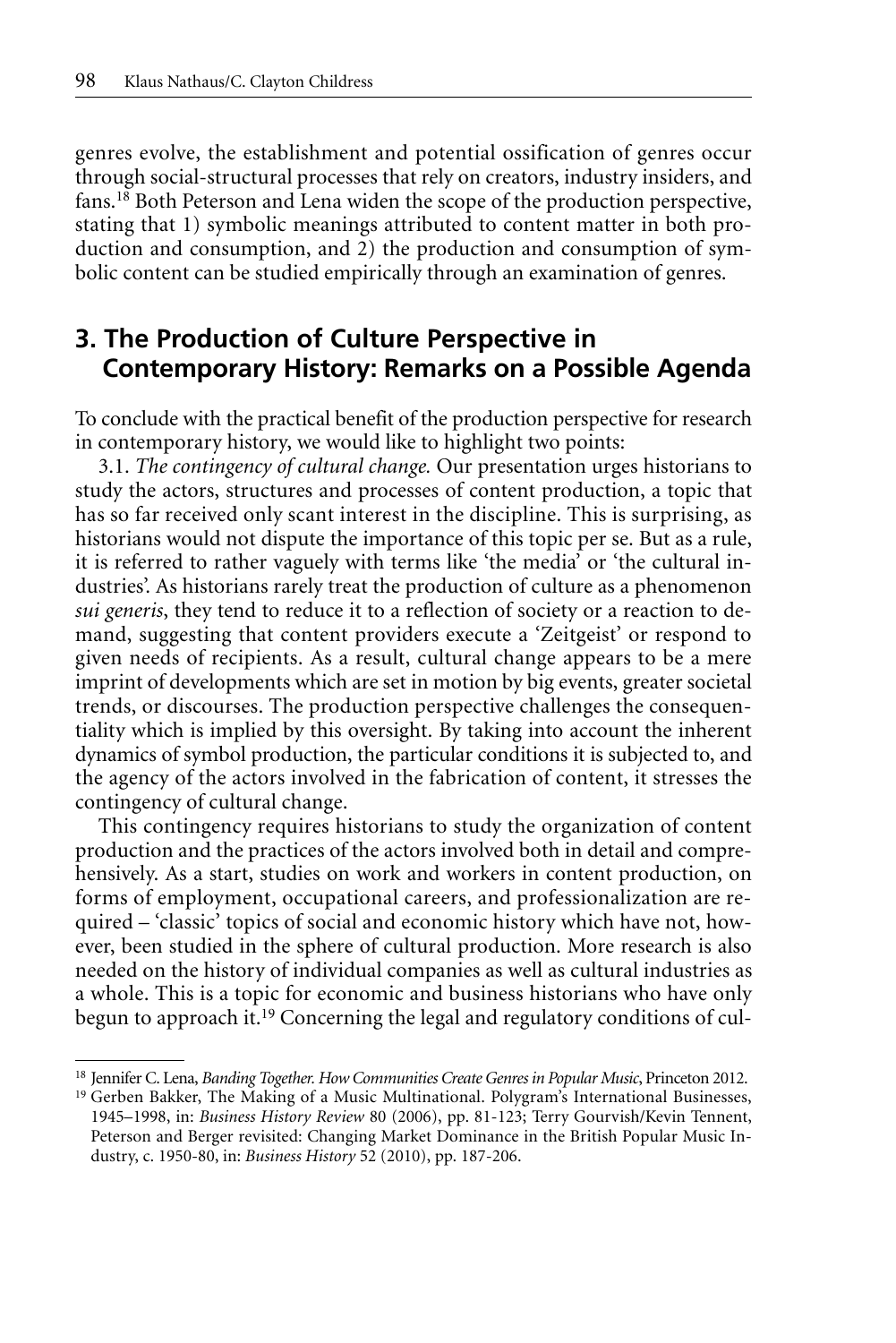genres evolve, the establishment and potential ossification of genres occur through social-structural processes that rely on creators, industry insiders, and fans.[18] Both Peterson and Lena widen the scope of the production perspective, stating that 1) symbolic meanings attributed to content matter in both production and consumption, and 2) the production and consumption of symbolic content can be studied empirically through an examination of genres.

## 3. The Production of Culture Perspective in Contemporary History: Remarks on a Possible Agenda

To conclude with the practical benefit of the production perspective for research in contemporary history, we would like to highlight two points:

3.1. *The contingency of cultural change.* Our presentation urges historians to study the actors, structures and processes of content production, a topic that has so far received only scant interest in the discipline. This is surprising, as historians would not dispute the importance of this topic per se. But as a rule, it is referred to rather vaguely with terms like 'the media' or 'the cultural industries'. As historians rarely treat the production of culture as a phenomenon *sui generis*, they tend to reduce it to a reflection of society or a reaction to demand, suggesting that content providers execute a 'Zeitgeist' or respond to given needs of recipients. As a result, cultural change appears to be a mere imprint of developments which are set in motion by big events, greater societal trends, or discourses. The production perspective challenges the consequentiality which is implied by this oversight. By taking into account the inherent dynamics of symbol production, the particular conditions it is subjected to, and the agency of the actors involved in the fabrication of content, it stresses the contingency of cultural change.

This contingency requires historians to study the organization of content production and the practices of the actors involved both in detail and comprehensively. As a start, studies on work and workers in content production, on forms of employment, occupational careers, and professionalization are required – 'classic' topics of social and economic history which have not, however, been studied in the sphere of cultural production. More research is also needed on the history of individual companies as well as cultural industries as a whole. This is a topic for economic and business historians who have only begun to approach it.[19] Concerning the legal and regulatory conditions of cul-

---

[18] Jennifer C. Lena, *Banding Together. How Communities Create Genres in Popular Music*, Princeton 2012.

[19] Gerben Bakker, The Making of a Music Multinational. Polygram's International Businesses, 1945–1998, in: *Business History Review* 80 (2006), pp. 81-123; Terry Gourvish/Kevin Tennent, Peterson and Berger revisited: Changing Market Dominance in the British Popular Music Industry, c. 1950-80, in: *Business History* 52 (2010), pp. 187-206.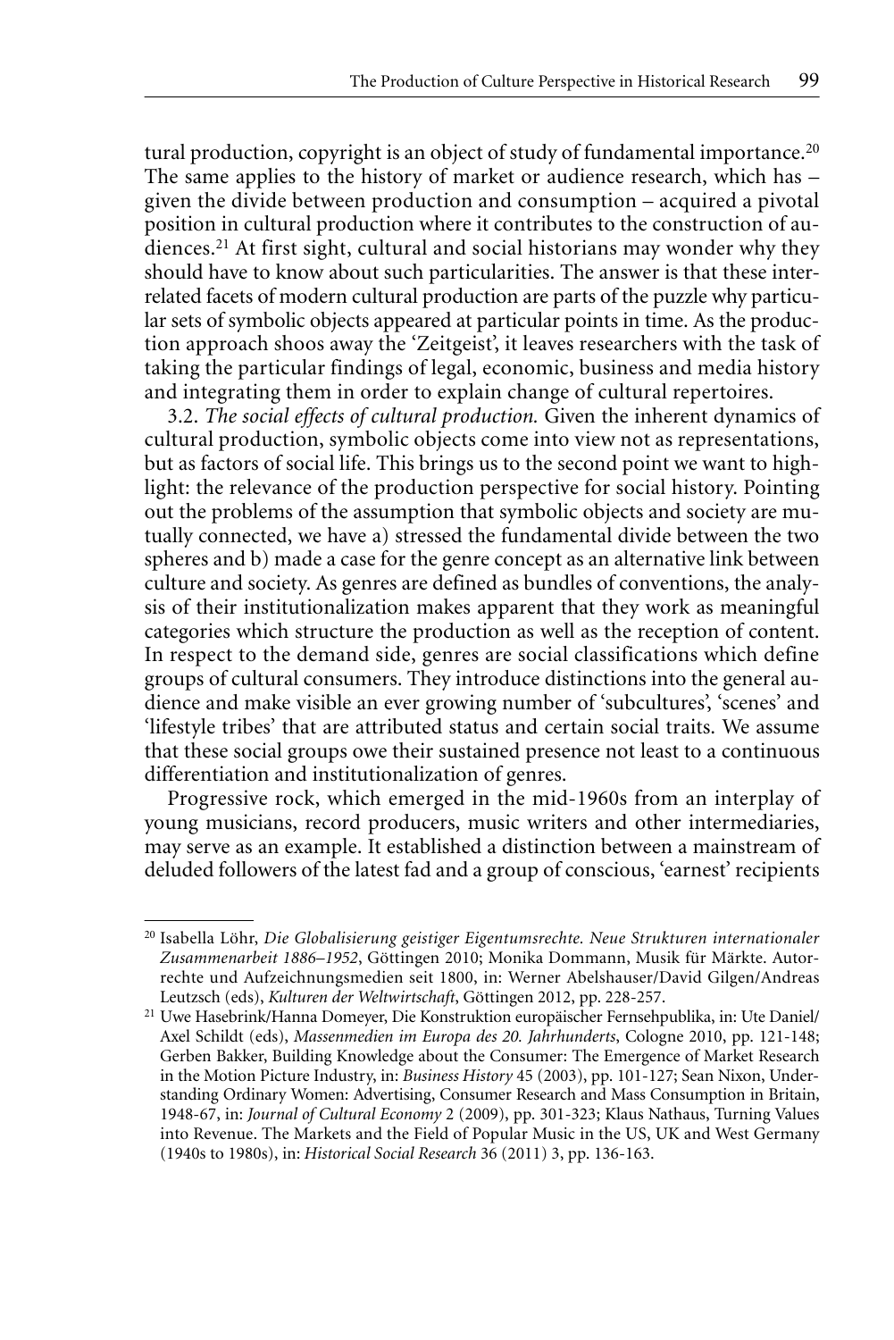tural production, copyright is an object of study of fundamental importance.[20] The same applies to the history of market or audience research, which has – given the divide between production and consumption – acquired a pivotal position in cultural production where it contributes to the construction of audiences.[21] At first sight, cultural and social historians may wonder why they should have to know about such particularities. The answer is that these interrelated facets of modern cultural production are parts of the puzzle why particular sets of symbolic objects appeared at particular points in time. As the production approach shoos away the 'Zeitgeist', it leaves researchers with the task of taking the particular findings of legal, economic, business and media history and integrating them in order to explain change of cultural repertoires.

3.2. *The social effects of cultural production.* Given the inherent dynamics of cultural production, symbolic objects come into view not as representations, but as factors of social life. This brings us to the second point we want to highlight: the relevance of the production perspective for social history. Pointing out the problems of the assumption that symbolic objects and society are mutually connected, we have a) stressed the fundamental divide between the two spheres and b) made a case for the genre concept as an alternative link between culture and society. As genres are defined as bundles of conventions, the analysis of their institutionalization makes apparent that they work as meaningful categories which structure the production as well as the reception of content. In respect to the demand side, genres are social classifications which define groups of cultural consumers. They introduce distinctions into the general audience and make visible an ever growing number of 'subcultures', 'scenes' and 'lifestyle tribes' that are attributed status and certain social traits. We assume that these social groups owe their sustained presence not least to a continuous differentiation and institutionalization of genres.

Progressive rock, which emerged in the mid-1960s from an interplay of young musicians, record producers, music writers and other intermediaries, may serve as an example. It established a distinction between a mainstream of deluded followers of the latest fad and a group of conscious, 'earnest' recipients

---

[20] Isabella Löhr, *Die Globalisierung geistiger Eigentumsrechte. Neue Strukturen internationaler Zusammenarbeit 1886–1952*, Göttingen 2010; Monika Dommann, Musik für Märkte. Autorrechte und Aufzeichnungsmedien seit 1800, in: Werner Abelshauser/David Gilgen/Andreas Leutzsch (eds), *Kulturen der Weltwirtschaft*, Göttingen 2012, pp. 228-257.

[21] Uwe Hasebrink/Hanna Domeyer, Die Konstruktion europäischer Fernsehpublika, in: Ute Daniel/Axel Schildt (eds), *Massenmedien im Europa des 20. Jahrhunderts*, Cologne 2010, pp. 121-148; Gerben Bakker, Building Knowledge about the Consumer: The Emergence of Market Research in the Motion Picture Industry, in: *Business History* 45 (2003), pp. 101-127; Sean Nixon, Understanding Ordinary Women: Advertising, Consumer Research and Mass Consumption in Britain, 1948-67, in: *Journal of Cultural Economy* 2 (2009), pp. 301-323; Klaus Nathaus, Turning Values into Revenue. The Markets and the Field of Popular Music in the US, UK and West Germany (1940s to 1980s), in: *Historical Social Research* 36 (2011) 3, pp. 136-163.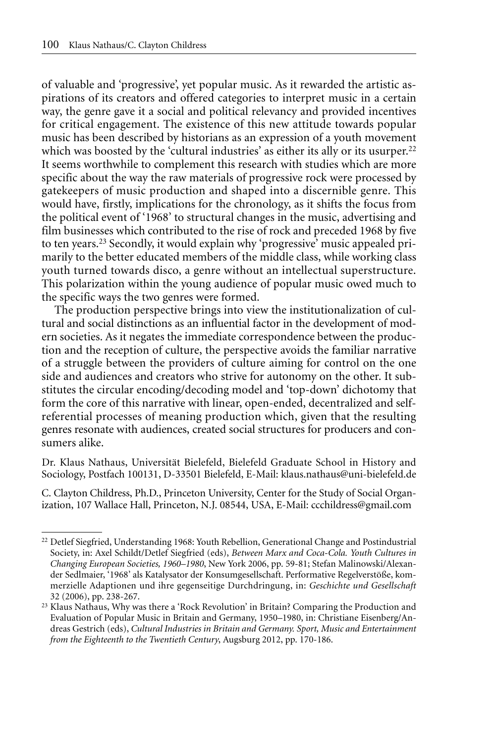of valuable and 'progressive', yet popular music. As it rewarded the artistic aspirations of its creators and offered categories to interpret music in a certain way, the genre gave it a social and political relevancy and provided incentives for critical engagement. The existence of this new attitude towards popular music has been described by historians as an expression of a youth movement which was boosted by the 'cultural industries' as either its ally or its usurper.[22] It seems worthwhile to complement this research with studies which are more specific about the way the raw materials of progressive rock were processed by gatekeepers of music production and shaped into a discernible genre. This would have, firstly, implications for the chronology, as it shifts the focus from the political event of '1968' to structural changes in the music, advertising and film businesses which contributed to the rise of rock and preceded 1968 by five to ten years.[23] Secondly, it would explain why 'progressive' music appealed primarily to the better educated members of the middle class, while working class youth turned towards disco, a genre without an intellectual superstructure. This polarization within the young audience of popular music owed much to the specific ways the two genres were formed.

The production perspective brings into view the institutionalization of cultural and social distinctions as an influential factor in the development of modern societies. As it negates the immediate correspondence between the production and the reception of culture, the perspective avoids the familiar narrative of a struggle between the providers of culture aiming for control on the one side and audiences and creators who strive for autonomy on the other. It substitutes the circular encoding/decoding model and 'top-down' dichotomy that form the core of this narrative with linear, open-ended, decentralized and self-referential processes of meaning production which, given that the resulting genres resonate with audiences, created social structures for producers and consumers alike.

Dr. Klaus Nathaus, Universität Bielefeld, Bielefeld Graduate School in History and Sociology, Postfach 100131, D-33501 Bielefeld, E-Mail: klaus.nathaus@uni-bielefeld.de

C. Clayton Childress, Ph.D., Princeton University, Center for the Study of Social Organization, 107 Wallace Hall, Princeton, N.J. 08544, USA, E-Mail: ccchildress@gmail.com

---

[22] Detlef Siegfried, Understanding 1968: Youth Rebellion, Generational Change and Postindustrial Society, in: Axel Schildt/Detlef Siegfried (eds), *Between Marx and Coca-Cola. Youth Cultures in Changing European Societies, 1960–1980*, New York 2006, pp. 59-81; Stefan Malinowski/Alexander Sedlmaier, '1968' als Katalysator der Konsumgesellschaft. Performative Regelverstöße, kommerzielle Adaptionen und ihre gegenseitige Durchdringung, in: *Geschichte und Gesellschaft* 32 (2006), pp. 238-267.

[23] Klaus Nathaus, Why was there a 'Rock Revolution' in Britain? Comparing the Production and Evaluation of Popular Music in Britain and Germany, 1950–1980, in: Christiane Eisenberg/Andreas Gestrich (eds), *Cultural Industries in Britain and Germany. Sport, Music and Entertainment from the Eighteenth to the Twentieth Century*, Augsburg 2012, pp. 170-186.